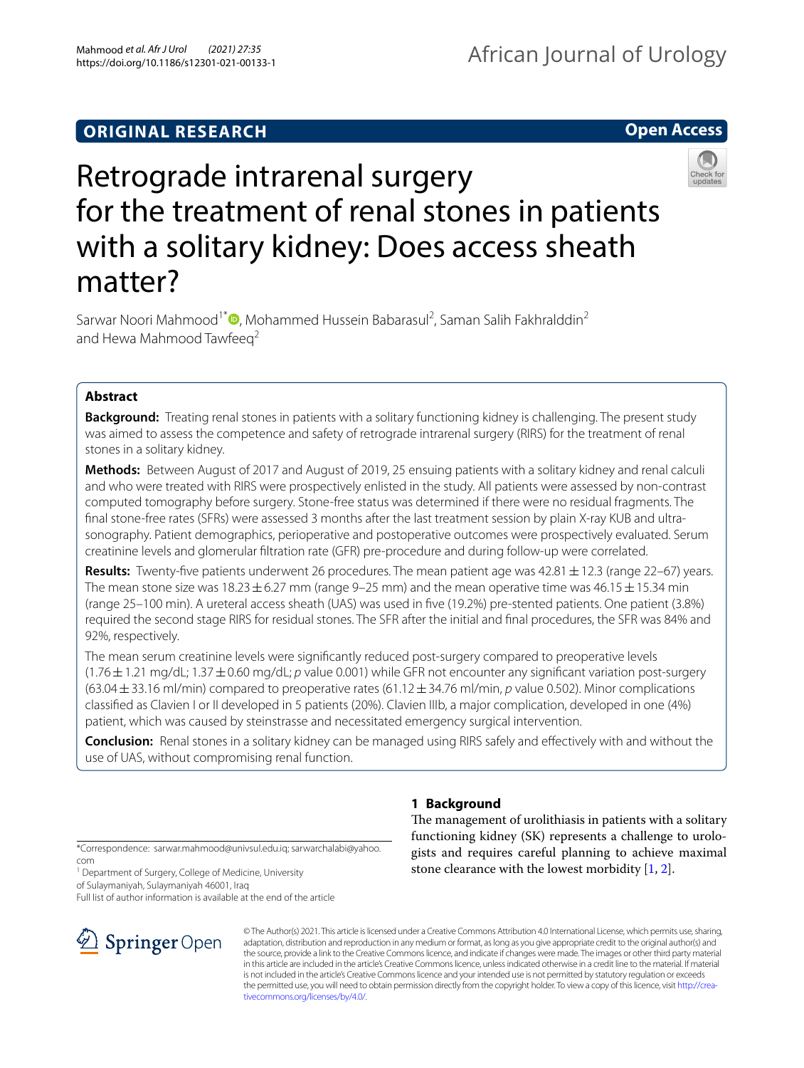ORIGINAL RESEARCH

Open Access

# Retrograde intrarenal surgery for the treatment of renal stones in patients with a solitary kidney: Does access sheath matter?

Sarwar Noori Mahmood[1*], Mohammed Hussein Babarasul[2], Saman Salih Fakhralddin[2] and Hewa Mahmood Tawfeeq[2]

## Abstract

**Background:** Treating renal stones in patients with a solitary functioning kidney is challenging. The present study was aimed to assess the competence and safety of retrograde intrarenal surgery (RIRS) for the treatment of renal stones in a solitary kidney.

**Methods:** Between August of 2017 and August of 2019, 25 ensuing patients with a solitary kidney and renal calculi and who were treated with RIRS were prospectively enlisted in the study. All patients were assessed by non-contrast computed tomography before surgery. Stone-free status was determined if there were no residual fragments. The final stone-free rates (SFRs) were assessed 3 months after the last treatment session by plain X-ray KUB and ultrasonography. Patient demographics, perioperative and postoperative outcomes were prospectively evaluated. Serum creatinine levels and glomerular filtration rate (GFR) pre-procedure and during follow-up were correlated.

**Results:** Twenty-five patients underwent 26 procedures. The mean patient age was 42.81 ± 12.3 (range 22–67) years. The mean stone size was 18.23 ± 6.27 mm (range 9–25 mm) and the mean operative time was 46.15 ± 15.34 min (range 25–100 min). A ureteral access sheath (UAS) was used in five (19.2%) pre-stented patients. One patient (3.8%) required the second stage RIRS for residual stones. The SFR after the initial and final procedures, the SFR was 84% and 92%, respectively.

The mean serum creatinine levels were significantly reduced post-surgery compared to preoperative levels (1.76 ± 1.21 mg/dL; 1.37 ± 0.60 mg/dL; *p* value 0.001) while GFR not encounter any significant variation post-surgery (63.04 ± 33.16 ml/min) compared to preoperative rates (61.12 ± 34.76 ml/min, *p* value 0.502). Minor complications classified as Clavien I or II developed in 5 patients (20%). Clavien IIIb, a major complication, developed in one (4%) patient, which was caused by steinstrasse and necessitated emergency surgical intervention.

**Conclusion:** Renal stones in a solitary kidney can be managed using RIRS safely and effectively with and without the use of UAS, without compromising renal function.

## 1 Background

The management of urolithiasis in patients with a solitary functioning kidney (SK) represents a challenge to urologists and requires careful planning to achieve maximal stone clearance with the lowest morbidity [1, 2].

*Correspondence: sarwar.mahmood@univsul.edu.iq; sarwarchalabi@yahoo.com

[1] Department of Surgery, College of Medicine, University of Sulaymaniyah, Sulaymaniyah 46001, Iraq

Full list of author information is available at the end of the article

© The Author(s) 2021. This article is licensed under a Creative Commons Attribution 4.0 International License, which permits use, sharing, adaptation, distribution and reproduction in any medium or format, as long as you give appropriate credit to the original author(s) and the source, provide a link to the Creative Commons licence, and indicate if changes were made. The images or other third party material in this article are included in the article's Creative Commons licence, unless indicated otherwise in a credit line to the material. If material is not included in the article's Creative Commons licence and your intended use is not permitted by statutory regulation or exceeds the permitted use, you will need to obtain permission directly from the copyright holder. To view a copy of this licence, visit http://creativecommons.org/licenses/by/4.0/.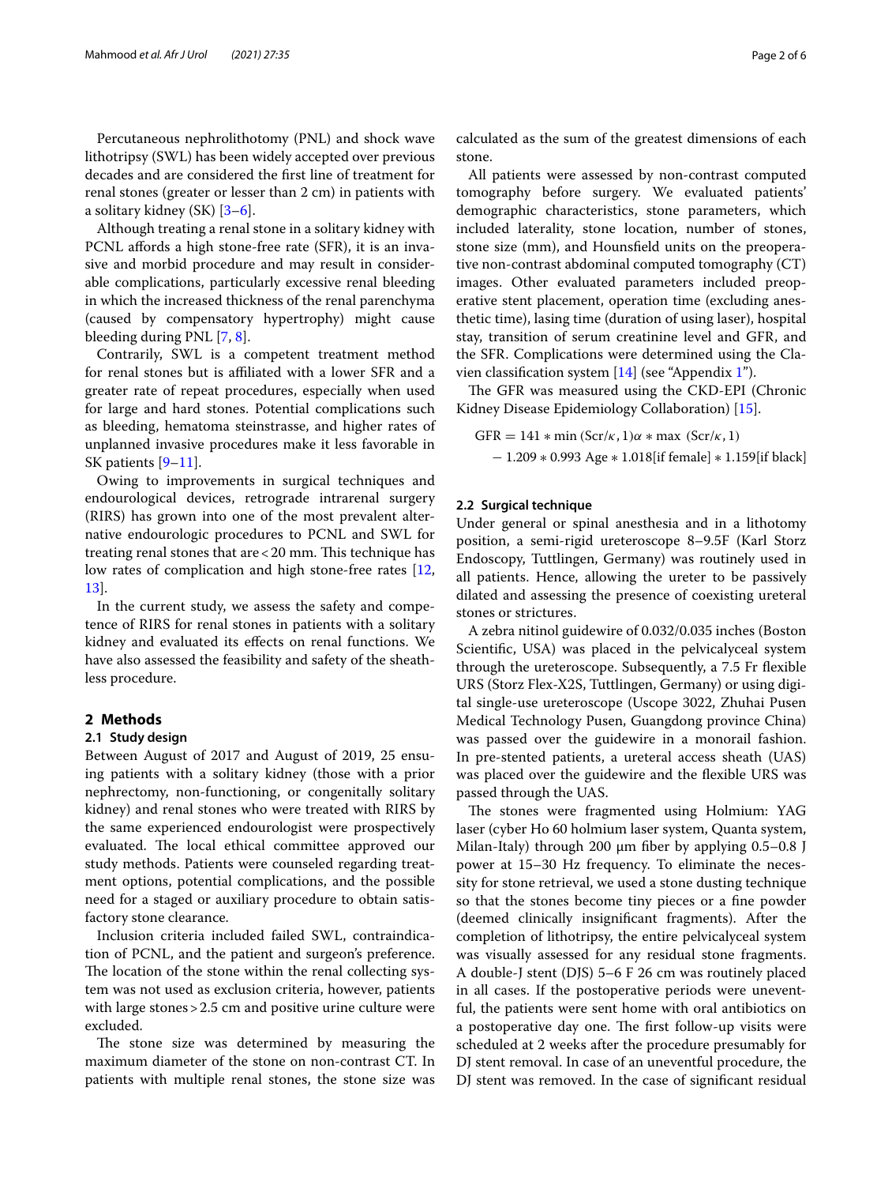Percutaneous nephrolithotomy (PNL) and shock wave lithotripsy (SWL) has been widely accepted over previous decades and are considered the first line of treatment for renal stones (greater or lesser than 2 cm) in patients with a solitary kidney (SK) [3–6].

Although treating a renal stone in a solitary kidney with PCNL affords a high stone-free rate (SFR), it is an invasive and morbid procedure and may result in considerable complications, particularly excessive renal bleeding in which the increased thickness of the renal parenchyma (caused by compensatory hypertrophy) might cause bleeding during PNL [7, 8].

Contrarily, SWL is a competent treatment method for renal stones but is affiliated with a lower SFR and a greater rate of repeat procedures, especially when used for large and hard stones. Potential complications such as bleeding, hematoma steinstrasse, and higher rates of unplanned invasive procedures make it less favorable in SK patients [9–11].

Owing to improvements in surgical techniques and endourological devices, retrograde intrarenal surgery (RIRS) has grown into one of the most prevalent alternative endourologic procedures to PCNL and SWL for treating renal stones that are < 20 mm. This technique has low rates of complication and high stone-free rates [12, 13].

In the current study, we assess the safety and competence of RIRS for renal stones in patients with a solitary kidney and evaluated its effects on renal functions. We have also assessed the feasibility and safety of the sheathless procedure.

## 2 Methods

### 2.1 Study design

Between August of 2017 and August of 2019, 25 ensuing patients with a solitary kidney (those with a prior nephrectomy, non-functioning, or congenitally solitary kidney) and renal stones who were treated with RIRS by the same experienced endourologist were prospectively evaluated. The local ethical committee approved our study methods. Patients were counseled regarding treatment options, potential complications, and the possible need for a staged or auxiliary procedure to obtain satisfactory stone clearance.

Inclusion criteria included failed SWL, contraindication of PCNL, and the patient and surgeon's preference. The location of the stone within the renal collecting system was not used as exclusion criteria, however, patients with large stones > 2.5 cm and positive urine culture were excluded.

The stone size was determined by measuring the maximum diameter of the stone on non-contrast CT. In patients with multiple renal stones, the stone size was calculated as the sum of the greatest dimensions of each stone.

All patients were assessed by non-contrast computed tomography before surgery. We evaluated patients' demographic characteristics, stone parameters, which included laterality, stone location, number of stones, stone size (mm), and Hounsfield units on the preoperative non-contrast abdominal computed tomography (CT) images. Other evaluated parameters included preoperative stent placement, operation time (excluding anesthetic time), lasing time (duration of using laser), hospital stay, transition of serum creatinine level and GFR, and the SFR. Complications were determined using the Clavien classification system [14] (see "Appendix 1").

The GFR was measured using the CKD-EPI (Chronic Kidney Disease Epidemiology Collaboration) [15].

$$\text{GFR} = 141 * \min\left(\text{Scr}/\kappa, 1\right)\alpha * \max\ \left(\text{Scr}/\kappa, 1\right) - 1.209 * 0.993\ \text{Age} * 1.018[\text{if female}] * 1.159[\text{if black}]$$

### 2.2 Surgical technique

Under general or spinal anesthesia and in a lithotomy position, a semi-rigid ureteroscope 8–9.5F (Karl Storz Endoscopy, Tuttlingen, Germany) was routinely used in all patients. Hence, allowing the ureter to be passively dilated and assessing the presence of coexisting ureteral stones or strictures.

A zebra nitinol guidewire of 0.032/0.035 inches (Boston Scientific, USA) was placed in the pelvicalyceal system through the ureteroscope. Subsequently, a 7.5 Fr flexible URS (Storz Flex-X2S, Tuttlingen, Germany) or using digital single-use ureteroscope (Uscope 3022, Zhuhai Pusen Medical Technology Pusen, Guangdong province China) was passed over the guidewire in a monorail fashion. In pre-stented patients, a ureteral access sheath (UAS) was placed over the guidewire and the flexible URS was passed through the UAS.

The stones were fragmented using Holmium: YAG laser (cyber Ho 60 holmium laser system, Quanta system, Milan-Italy) through 200 µm fiber by applying 0.5–0.8 J power at 15–30 Hz frequency. To eliminate the necessity for stone retrieval, we used a stone dusting technique so that the stones become tiny pieces or a fine powder (deemed clinically insignificant fragments). After the completion of lithotripsy, the entire pelvicalyceal system was visually assessed for any residual stone fragments. A double-J stent (DJS) 5–6 F 26 cm was routinely placed in all cases. If the postoperative periods were uneventful, the patients were sent home with oral antibiotics on a postoperative day one. The first follow-up visits were scheduled at 2 weeks after the procedure presumably for DJ stent removal. In case of an uneventful procedure, the DJ stent was removed. In the case of significant residual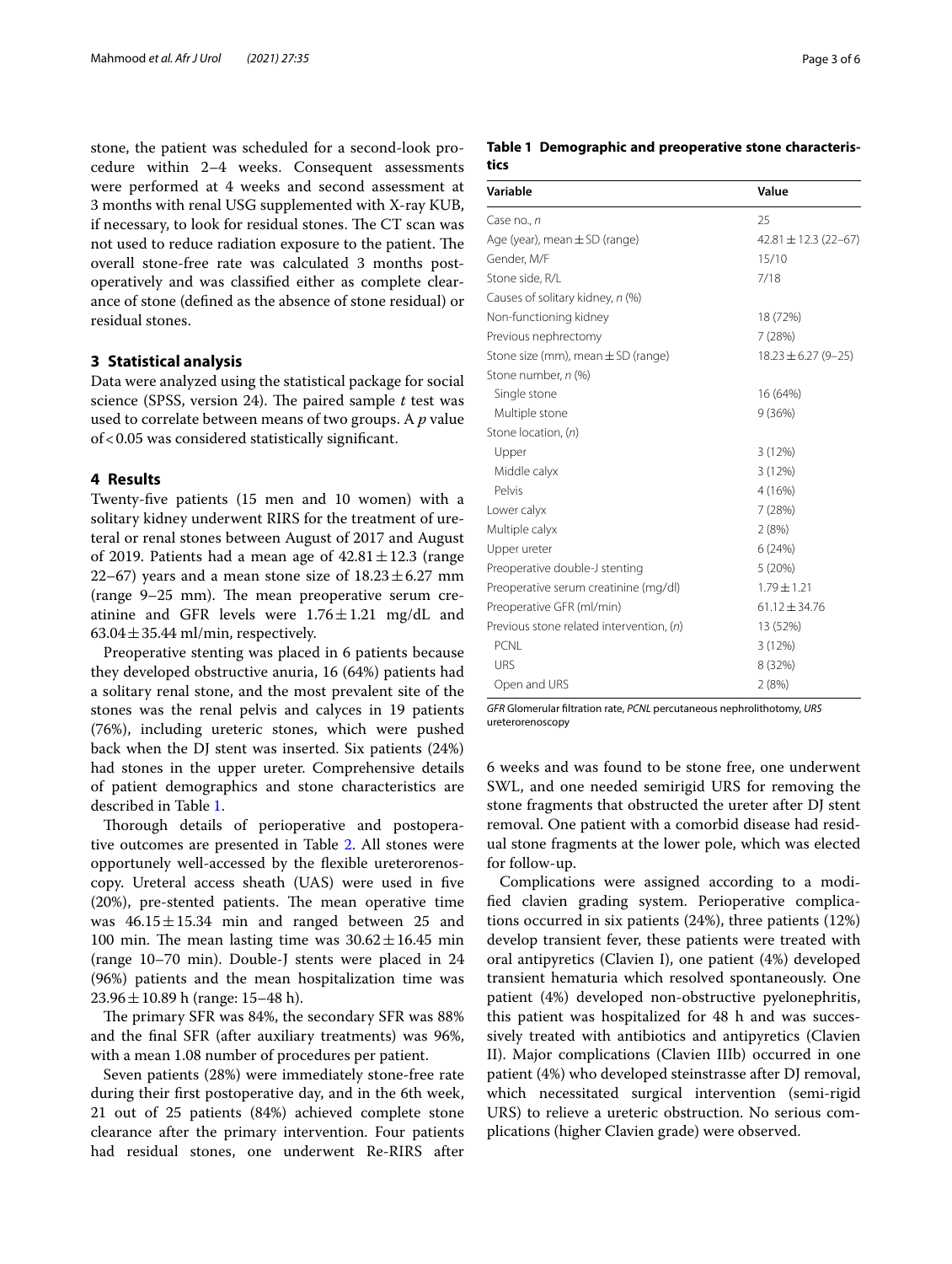stone, the patient was scheduled for a second-look procedure within 2–4 weeks. Consequent assessments were performed at 4 weeks and second assessment at 3 months with renal USG supplemented with X-ray KUB, if necessary, to look for residual stones. The CT scan was not used to reduce radiation exposure to the patient. The overall stone-free rate was calculated 3 months postoperatively and was classified either as complete clearance of stone (defined as the absence of stone residual) or residual stones.

## 3 Statistical analysis

Data were analyzed using the statistical package for social science (SPSS, version 24). The paired sample *t* test was used to correlate between means of two groups. A *p* value of $< 0.05$ was considered statistically significant.

## 4 Results

Twenty-five patients (15 men and 10 women) with a solitary kidney underwent RIRS for the treatment of ureteral or renal stones between August of 2017 and August of 2019. Patients had a mean age of $42.81 \pm 12.3$ (range 22–67) years and a mean stone size of $18.23 \pm 6.27$ mm (range 9–25 mm). The mean preoperative serum creatinine and GFR levels were $1.76 \pm 1.21$ mg/dL and $63.04 \pm 35.44$ ml/min, respectively.

Preoperative stenting was placed in 6 patients because they developed obstructive anuria, 16 (64%) patients had a solitary renal stone, and the most prevalent site of the stones was the renal pelvis and calyces in 19 patients (76%), including ureteric stones, which were pushed back when the DJ stent was inserted. Six patients (24%) had stones in the upper ureter. Comprehensive details of patient demographics and stone characteristics are described in Table 1.

Thorough details of perioperative and postoperative outcomes are presented in Table 2. All stones were opportunely well-accessed by the flexible ureterorenoscopy. Ureteral access sheath (UAS) were used in five (20%), pre-stented patients. The mean operative time was $46.15 \pm 15.34$ min and ranged between 25 and 100 min. The mean lasting time was $30.62 \pm 16.45$ min (range 10–70 min). Double-J stents were placed in 24 (96%) patients and the mean hospitalization time was $23.96 \pm 10.89$ h (range: 15–48 h).

The primary SFR was 84%, the secondary SFR was 88% and the final SFR (after auxiliary treatments) was 96%, with a mean 1.08 number of procedures per patient.

Seven patients (28%) were immediately stone-free rate during their first postoperative day, and in the 6th week, 21 out of 25 patients (84%) achieved complete stone clearance after the primary intervention. Four patients had residual stones, one underwent Re-RIRS after 6 weeks and was found to be stone free, one underwent SWL, and one needed semirigid URS for removing the stone fragments that obstructed the ureter after DJ stent removal. One patient with a comorbid disease had residual stone fragments at the lower pole, which was elected for follow-up.

Complications were assigned according to a modified clavien grading system. Perioperative complications occurred in six patients (24%), three patients (12%) develop transient fever, these patients were treated with oral antipyretics (Clavien I), one patient (4%) developed transient hematuria which resolved spontaneously. One patient (4%) developed non-obstructive pyelonephritis, this patient was hospitalized for 48 h and was successively treated with antibiotics and antipyretics (Clavien II). Major complications (Clavien IIIb) occurred in one patient (4%) who developed steinstrasse after DJ removal, which necessitated surgical intervention (semi-rigid URS) to relieve a ureteric obstruction. No serious complications (higher Clavien grade) were observed.

**Table 1 Demographic and preoperative stone characteristics**

| Variable | Value |
|---|---|
| Case no., *n* | 25 |
| Age (year), mean ± SD (range) | 42.81 ± 12.3 (22–67) |
| Gender, M/F | 15/10 |
| Stone side, R/L | 7/18 |
| Causes of solitary kidney, *n* (%) | |
| Non-functioning kidney | 18 (72%) |
| Previous nephrectomy | 7 (28%) |
| Stone size (mm), mean ± SD (range) | 18.23 ± 6.27 (9–25) |
| Stone number, *n* (%) | |
| Single stone | 16 (64%) |
| Multiple stone | 9 (36%) |
| Stone location, (*n*) | |
| Upper | 3 (12%) |
| Middle calyx | 3 (12%) |
| Pelvis | 4 (16%) |
| Lower calyx | 7 (28%) |
| Multiple calyx | 2 (8%) |
| Upper ureter | 6 (24%) |
| Preoperative double-J stenting | 5 (20%) |
| Preoperative serum creatinine (mg/dl) | 1.79 ± 1.21 |
| Preoperative GFR (ml/min) | 61.12 ± 34.76 |
| Previous stone related intervention, (*n*) | 13 (52%) |
| PCNL | 3 (12%) |
| URS | 8 (32%) |
| Open and URS | 2 (8%) |

*GFR* Glomerular filtration rate, *PCNL* percutaneous nephrolithotomy, *URS* ureterorenoscopy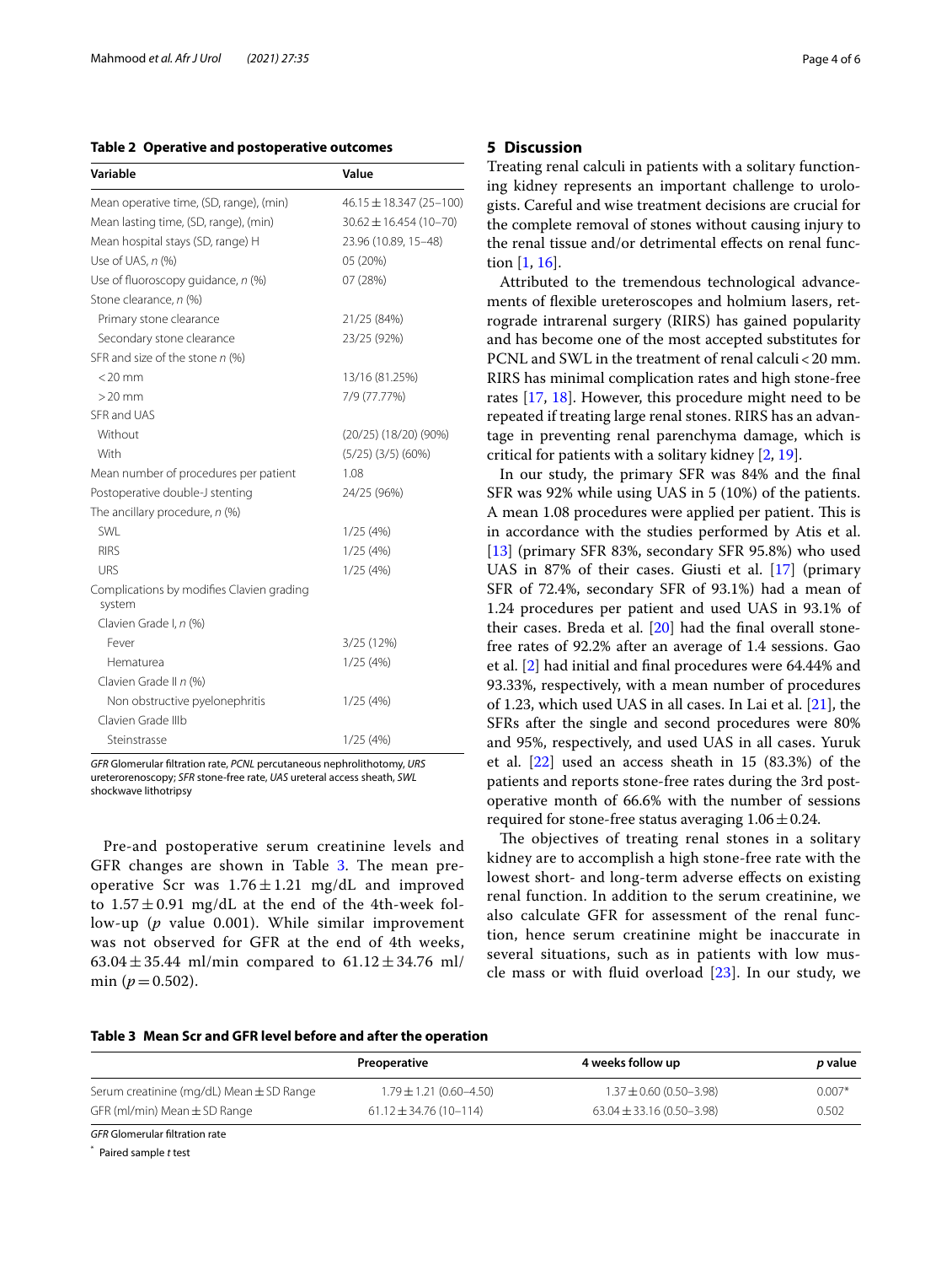**Table 2 Operative and postoperative outcomes**

| Variable | Value |
|---|---|
| Mean operative time, (SD, range), (min) | 46.15 ± 18.347 (25–100) |
| Mean lasting time, (SD, range), (min) | 30.62 ± 16.454 (10–70) |
| Mean hospital stays (SD, range) H | 23.96 (10.89, 15–48) |
| Use of UAS, *n* (%) | 05 (20%) |
| Use of fluoroscopy guidance, *n* (%) | 07 (28%) |
| Stone clearance, *n* (%) | |
| Primary stone clearance | 21/25 (84%) |
| Secondary stone clearance | 23/25 (92%) |
| SFR and size of the stone *n* (%) | |
| < 20 mm | 13/16 (81.25%) |
| > 20 mm | 7/9 (77.77%) |
| SFR and UAS | |
| Without | (20/25) (18/20) (90%) |
| With | (5/25) (3/5) (60%) |
| Mean number of procedures per patient | 1.08 |
| Postoperative double-J stenting | 24/25 (96%) |
| The ancillary procedure, *n* (%) | |
| SWL | 1/25 (4%) |
| RIRS | 1/25 (4%) |
| URS | 1/25 (4%) |
| Complications by modifies Clavien grading system | |
| Clavien Grade I, *n* (%) | |
| Fever | 3/25 (12%) |
| Hematurea | 1/25 (4%) |
| Clavien Grade II *n* (%) | |
| Non obstructive pyelonephritis | 1/25 (4%) |
| Clavien Grade IIIb | |
| Steinstrasse | 1/25 (4%) |

*GFR* Glomerular filtration rate, *PCNL* percutaneous nephrolithotomy, *URS* ureterorenoscopy; *SFR* stone-free rate, *UAS* ureteral access sheath, *SWL* shockwave lithotripsy

Pre-and postoperative serum creatinine levels and GFR changes are shown in Table 3. The mean preoperative Scr was 1.76 ± 1.21 mg/dL and improved to 1.57 ± 0.91 mg/dL at the end of the 4th-week follow-up (*p* value 0.001). While similar improvement was not observed for GFR at the end of 4th weeks, 63.04 ± 35.44 ml/min compared to 61.12 ± 34.76 ml/min ($p = 0.502$).

## 5 Discussion

Treating renal calculi in patients with a solitary functioning kidney represents an important challenge to urologists. Careful and wise treatment decisions are crucial for the complete removal of stones without causing injury to the renal tissue and/or detrimental effects on renal function [1, 16].

Attributed to the tremendous technological advancements of flexible ureteroscopes and holmium lasers, retrograde intrarenal surgery (RIRS) has gained popularity and has become one of the most accepted substitutes for PCNL and SWL in the treatment of renal calculi < 20 mm. RIRS has minimal complication rates and high stone-free rates [17, 18]. However, this procedure might need to be repeated if treating large renal stones. RIRS has an advantage in preventing renal parenchyma damage, which is critical for patients with a solitary kidney [2, 19].

In our study, the primary SFR was 84% and the final SFR was 92% while using UAS in 5 (10%) of the patients. A mean 1.08 procedures were applied per patient. This is in accordance with the studies performed by Atis et al. [13] (primary SFR 83%, secondary SFR 95.8%) who used UAS in 87% of their cases. Giusti et al. [17] (primary SFR of 72.4%, secondary SFR of 93.1%) had a mean of 1.24 procedures per patient and used UAS in 93.1% of their cases. Breda et al. [20] had the final overall stone-free rates of 92.2% after an average of 1.4 sessions. Gao et al. [2] had initial and final procedures were 64.44% and 93.33%, respectively, with a mean number of procedures of 1.23, which used UAS in all cases. In Lai et al. [21], the SFRs after the single and second procedures were 80% and 95%, respectively, and used UAS in all cases. Yuruk et al. [22] used an access sheath in 15 (83.3%) of the patients and reports stone-free rates during the 3rd postoperative month of 66.6% with the number of sessions required for stone-free status averaging 1.06 ± 0.24.

The objectives of treating renal stones in a solitary kidney are to accomplish a high stone-free rate with the lowest short- and long-term adverse effects on existing renal function. In addition to the serum creatinine, we also calculate GFR for assessment of the renal function, hence serum creatinine might be inaccurate in several situations, such as in patients with low muscle mass or with fluid overload [23]. In our study, we

**Table 3 Mean Scr and GFR level before and after the operation**

| | Preoperative | 4 weeks follow up | *p* value |
|---|---|---|---|
| Serum creatinine (mg/dL) Mean ± SD Range | 1.79 ± 1.21 (0.60–4.50) | 1.37 ± 0.60 (0.50–3.98) | 0.007* |
| GFR (ml/min) Mean ± SD Range | 61.12 ± 34.76 (10–114) | 63.04 ± 33.16 (0.50–3.98) | 0.502 |

*GFR* Glomerular filtration rate

\* Paired sample *t* test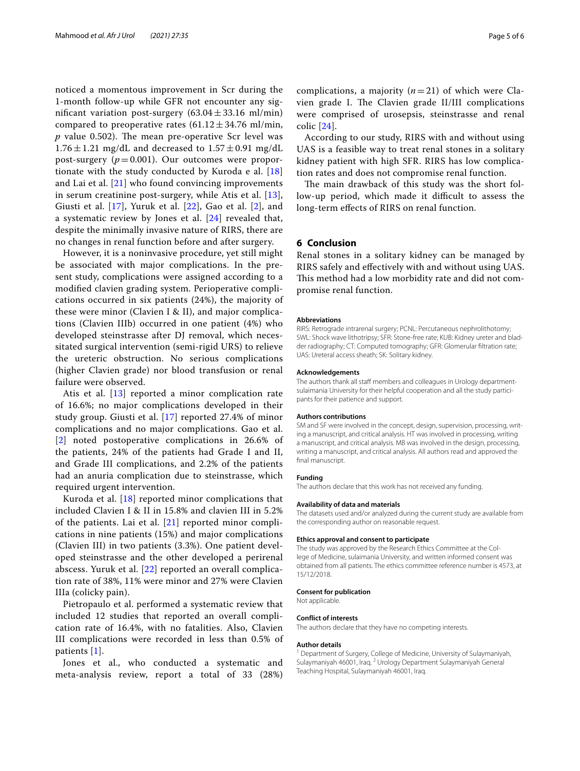noticed a momentous improvement in Scr during the 1-month follow-up while GFR not encounter any significant variation post-surgery ($63.04 \pm 33.16$ ml/min) compared to preoperative rates ($61.12 \pm 34.76$ ml/min, $p$ value 0.502). The mean pre-operative Scr level was $1.76 \pm 1.21$ mg/dL and decreased to $1.57 \pm 0.91$ mg/dL post-surgery ($p = 0.001$). Our outcomes were proportionate with the study conducted by Kuroda e al. [18] and Lai et al. [21] who found convincing improvements in serum creatinine post-surgery, while Atis et al. [13], Giusti et al. [17], Yuruk et al. [22], Gao et al. [2], and a systematic review by Jones et al. [24] revealed that, despite the minimally invasive nature of RIRS, there are no changes in renal function before and after surgery.

However, it is a noninvasive procedure, yet still might be associated with major complications. In the present study, complications were assigned according to a modified clavien grading system. Perioperative complications occurred in six patients (24%), the majority of these were minor (Clavien I & II), and major complications (Clavien IIIb) occurred in one patient (4%) who developed steinstrasse after DJ removal, which necessitated surgical intervention (semi-rigid URS) to relieve the ureteric obstruction. No serious complications (higher Clavien grade) nor blood transfusion or renal failure were observed.

Atis et al. [13] reported a minor complication rate of 16.6%; no major complications developed in their study group. Giusti et al. [17] reported 27.4% of minor complications and no major complications. Gao et al. [2] noted postoperative complications in 26.6% of the patients, 24% of the patients had Grade I and II, and Grade III complications, and 2.2% of the patients had an anuria complication due to steinstrasse, which required urgent intervention.

Kuroda et al. [18] reported minor complications that included Clavien I & II in 15.8% and clavien III in 5.2% of the patients. Lai et al. [21] reported minor complications in nine patients (15%) and major complications (Clavien III) in two patients (3.3%). One patient developed steinstrasse and the other developed a perirenal abscess. Yuruk et al. [22] reported an overall complication rate of 38%, 11% were minor and 27% were Clavien IIIa (colicky pain).

Pietropaulo et al. performed a systematic review that included 12 studies that reported an overall complication rate of 16.4%, with no fatalities. Also, Clavien III complications were recorded in less than 0.5% of patients [1].

Jones et al., who conducted a systematic and meta-analysis review, report a total of 33 (28%) complications, a majority ($n = 21$) of which were Clavien grade I. The Clavien grade II/III complications were comprised of urosepsis, steinstrasse and renal colic [24].

According to our study, RIRS with and without using UAS is a feasible way to treat renal stones in a solitary kidney patient with high SFR. RIRS has low complication rates and does not compromise renal function.

The main drawback of this study was the short follow-up period, which made it difficult to assess the long-term effects of RIRS on renal function.

## 6 Conclusion

Renal stones in a solitary kidney can be managed by RIRS safely and effectively with and without using UAS. This method had a low morbidity rate and did not compromise renal function.

#### Abbreviations

RIRS: Retrograde intrarenal surgery; PCNL: Percutaneous nephrolithotomy; SWL: Shock wave lithotripsy; SFR: Stone-free rate; KUB: Kidney ureter and bladder radiography; CT: Computed tomography; GFR: Glomerular filtration rate; UAS: Ureteral access sheath; SK: Solitary kidney.

#### Acknowledgements

The authors thank all staff members and colleagues in Urology department-sulaimania University for their helpful cooperation and all the study participants for their patience and support.

#### Authors contributions

SM and SF were involved in the concept, design, supervision, processing, writing a manuscript, and critical analysis. HT was involved in processing, writing a manuscript, and critical analysis. MB was involved in the design, processing, writing a manuscript, and critical analysis. All authors read and approved the final manuscript.

#### Funding

The authors declare that this work has not received any funding.

#### Availability of data and materials

The datasets used and/or analyzed during the current study are available from the corresponding author on reasonable request.

#### Ethics approval and consent to participate

The study was approved by the Research Ethics Committee at the College of Medicine, sulaimania University, and written informed consent was obtained from all patients. The ethics committee reference number is 4573, at 15/12/2018.

#### Consent for publication

Not applicable.

#### Conflict of interests

The authors declare that they have no competing interests.

#### Author details

[1] Department of Surgery, College of Medicine, University of Sulaymaniyah, Sulaymaniyah 46001, Iraq. [2] Urology Department Sulaymaniyah General Teaching Hospital, Sulaymaniyah 46001, Iraq.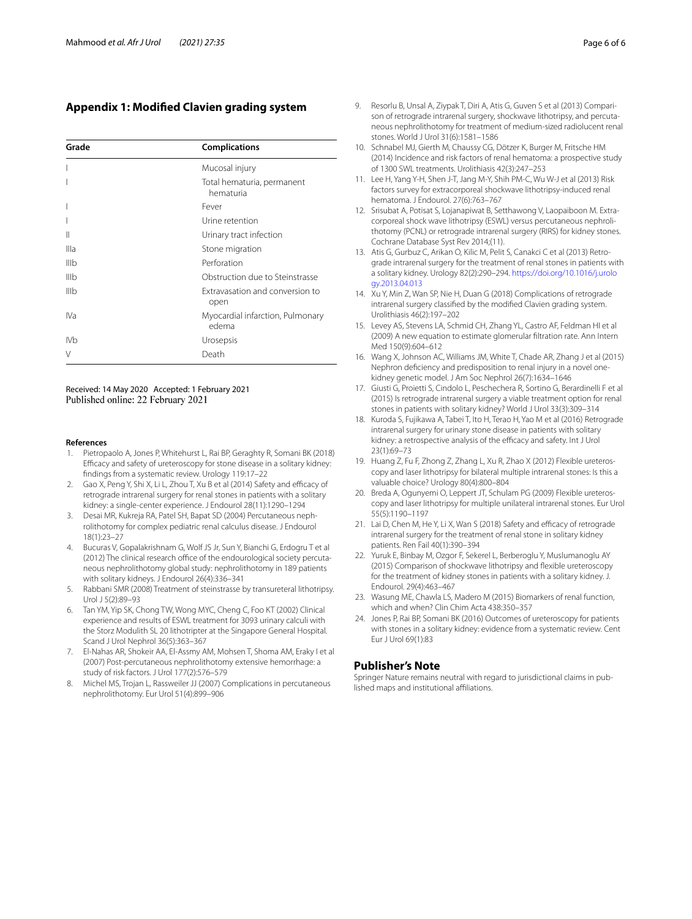## Appendix 1: Modified Clavien grading system

| Grade | Complications |
|---|---|
| I | Mucosal injury |
| I | Total hematuria, permanent hematuria |
| I | Fever |
| I | Urine retention |
| II | Urinary tract infection |
| IIIa | Stone migration |
| IIIb | Perforation |
| IIIb | Obstruction due to Steinstrasse |
| IIIb | Extravasation and conversion to open |
| IVa | Myocardial infarction, Pulmonary edema |
| IVb | Urosepsis |
| V | Death |

Received: 14 May 2020 Accepted: 1 February 2021
Published online: 22 February 2021

### References

1. Pietropaolo A, Jones P, Whitehurst L, Rai BP, Geraghty R, Somani BK (2018) Efficacy and safety of ureteroscopy for stone disease in a solitary kidney: findings from a systematic review. Urology 119:17–22
2. Gao X, Peng Y, Shi X, Li L, Zhou T, Xu B et al (2014) Safety and efficacy of retrograde intrarenal surgery for renal stones in patients with a solitary kidney: a single-center experience. J Endourol 28(11):1290–1294
3. Desai MR, Kukreja RA, Patel SH, Bapat SD (2004) Percutaneous nephrolithotomy for complex pediatric renal calculus disease. J Endourol 18(1):23–27
4. Bucuras V, Gopalakrishnam G, Wolf JS Jr, Sun Y, Bianchi G, Erdogru T et al (2012) The clinical research office of the endourological society percutaneous nephrolithotomy global study: nephrolithotomy in 189 patients with solitary kidneys. J Endourol 26(4):336–341
5. Rabbani SMR (2008) Treatment of steinstrasse by transureteral lithotripsy. Urol J 5(2):89–93
6. Tan YM, Yip SK, Chong TW, Wong MYC, Cheng C, Foo KT (2002) Clinical experience and results of ESWL treatment for 3093 urinary calculi with the Storz Modulith SL 20 lithotripter at the Singapore General Hospital. Scand J Urol Nephrol 36(5):363–367
7. El-Nahas AR, Shokeir AA, El-Assmy AM, Mohsen T, Shoma AM, Eraky I et al (2007) Post-percutaneous nephrolithotomy extensive hemorrhage: a study of risk factors. J Urol 177(2):576–579
8. Michel MS, Trojan L, Rassweiler JJ (2007) Complications in percutaneous nephrolithotomy. Eur Urol 51(4):899–906
9. Resorlu B, Unsal A, Ziypak T, Diri A, Atis G, Guven S et al (2013) Comparison of retrograde intrarenal surgery, shockwave lithotripsy, and percutaneous nephrolithotomy for treatment of medium-sized radiolucent renal stones. World J Urol 31(6):1581–1586
10. Schnabel MJ, Gierth M, Chaussy CG, Dötzer K, Burger M, Fritsche HM (2014) Incidence and risk factors of renal hematoma: a prospective study of 1300 SWL treatments. Urolithiasis 42(3):247–253
11. Lee H, Yang Y-H, Shen J-T, Jang M-Y, Shih PM-C, Wu W-J et al (2013) Risk factors survey for extracorporeal shockwave lithotripsy-induced renal hematoma. J Endourol. 27(6):763–767
12. Srisubat A, Potisat S, Lojanapiwat B, Setthawong V, Laopaiboon M. Extracorporeal shock wave lithotripsy (ESWL) versus percutaneous nephrolithotomy (PCNL) or retrograde intrarenal surgery (RIRS) for kidney stones. Cochrane Database Syst Rev 2014;(11).
13. Atis G, Gurbuz C, Arikan O, Kilic M, Pelit S, Canakci C et al (2013) Retrograde intrarenal surgery for the treatment of renal stones in patients with a solitary kidney. Urology 82(2):290–294. https://doi.org/10.1016/j.urology.2013.04.013
14. Xu Y, Min Z, Wan SP, Nie H, Duan G (2018) Complications of retrograde intrarenal surgery classified by the modified Clavien grading system. Urolithiasis 46(2):197–202
15. Levey AS, Stevens LA, Schmid CH, Zhang YL, Castro AF, Feldman HI et al (2009) A new equation to estimate glomerular filtration rate. Ann Intern Med 150(9):604–612
16. Wang X, Johnson AC, Williams JM, White T, Chade AR, Zhang J et al (2015) Nephron deficiency and predisposition to renal injury in a novel one-kidney genetic model. J Am Soc Nephrol 26(7):1634–1646
17. Giusti G, Proietti S, Cindolo L, Peschechera R, Sortino G, Berardinelli F et al (2015) Is retrograde intrarenal surgery a viable treatment option for renal stones in patients with solitary kidney? World J Urol 33(3):309–314
18. Kuroda S, Fujikawa A, Tabei T, Ito H, Terao H, Yao M et al (2016) Retrograde intrarenal surgery for urinary stone disease in patients with solitary kidney: a retrospective analysis of the efficacy and safety. Int J Urol 23(1):69–73
19. Huang Z, Fu F, Zhong Z, Zhang L, Xu R, Zhao X (2012) Flexible ureteroscopy and laser lithotripsy for bilateral multiple intrarenal stones: Is this a valuable choice? Urology 80(4):800–804
20. Breda A, Ogunyemi O, Leppert JT, Schulam PG (2009) Flexible ureteroscopy and laser lithotripsy for multiple unilateral intrarenal stones. Eur Urol 55(5):1190–1197
21. Lai D, Chen M, He Y, Li X, Wan S (2018) Safety and efficacy of retrograde intrarenal surgery for the treatment of renal stone in solitary kidney patients. Ren Fail 40(1):390–394
22. Yuruk E, Binbay M, Ozgor F, Sekerel L, Berberoglu Y, Muslumanoglu AY (2015) Comparison of shockwave lithotripsy and flexible ureteroscopy for the treatment of kidney stones in patients with a solitary kidney. J. Endourol. 29(4):463–467
23. Wasung ME, Chawla LS, Madero M (2015) Biomarkers of renal function, which and when? Clin Chim Acta 438:350–357
24. Jones P, Rai BP, Somani BK (2016) Outcomes of ureteroscopy for patients with stones in a solitary kidney: evidence from a systematic review. Cent Eur J Urol 69(1):83

## Publisher's Note

Springer Nature remains neutral with regard to jurisdictional claims in published maps and institutional affiliations.